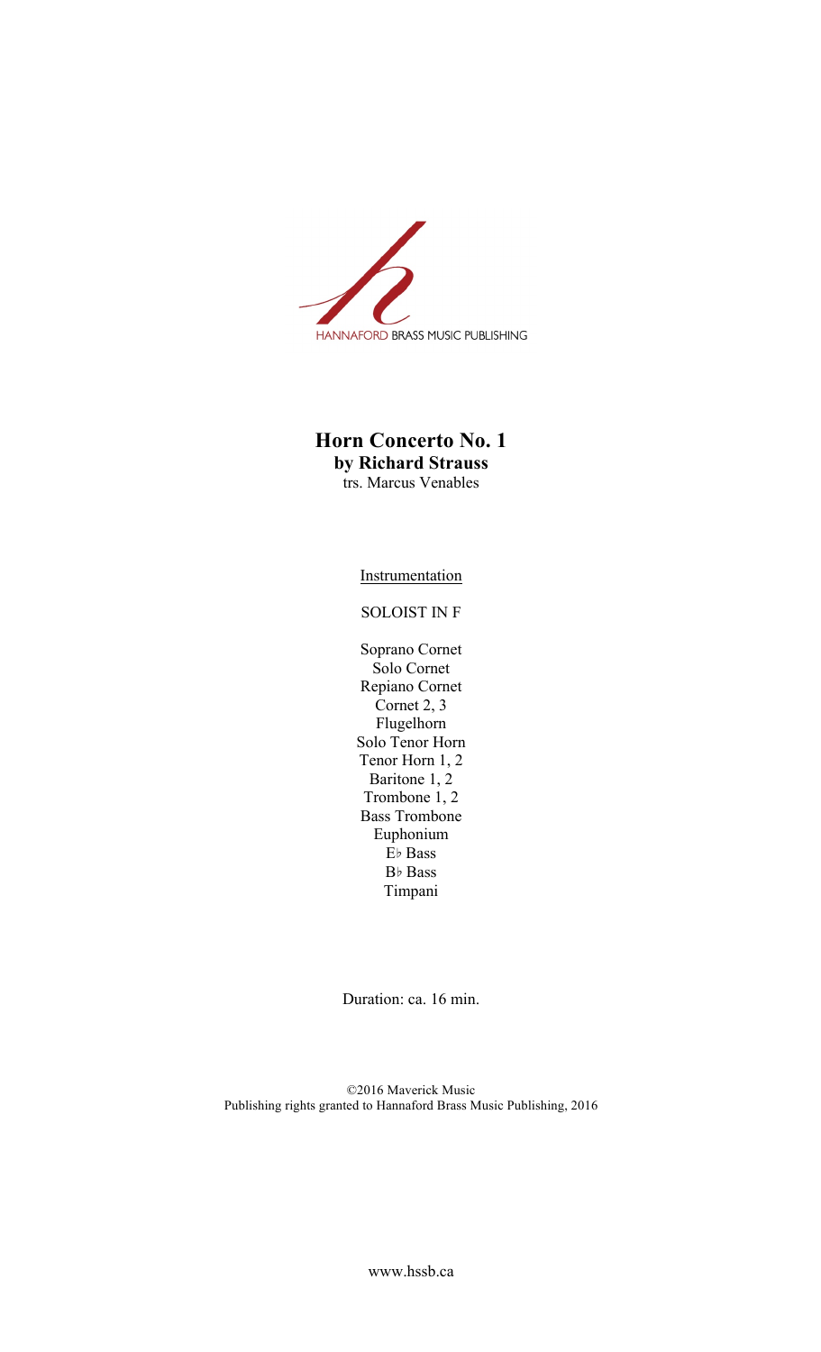HANNAFORD BRASS MUSIC PUBLISHING

# Horn Concerto No. 1

**by Richard Strauss**

trs. Marcus Venables

Instrumentation

SOLOIST IN F

Soprano Cornet
Solo Cornet
Repiano Cornet
Cornet 2, 3
Flugelhorn
Solo Tenor Horn
Tenor Horn 1, 2
Baritone 1, 2
Trombone 1, 2
Bass Trombone
Euphonium
E♭ Bass
B♭ Bass
Timpani

Duration: ca. 16 min.

©2016 Maverick Music
Publishing rights granted to Hannaford Brass Music Publishing, 2016

www.hssb.ca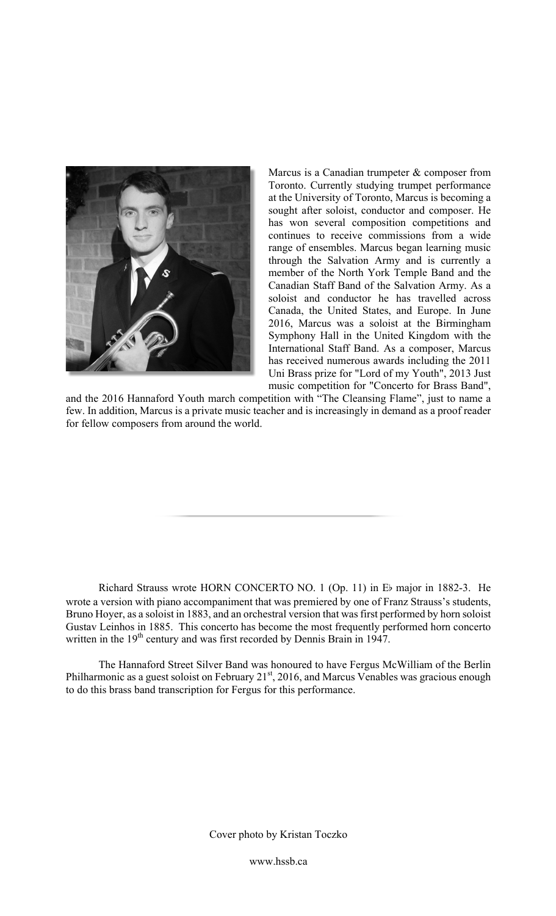Marcus is a Canadian trumpeter & composer from Toronto. Currently studying trumpet performance at the University of Toronto, Marcus is becoming a sought after soloist, conductor and composer. He has won several composition competitions and continues to receive commissions from a wide range of ensembles. Marcus began learning music through the Salvation Army and is currently a member of the North York Temple Band and the Canadian Staff Band of the Salvation Army. As a soloist and conductor he has travelled across Canada, the United States, and Europe. In June 2016, Marcus was a soloist at the Birmingham Symphony Hall in the United Kingdom with the International Staff Band. As a composer, Marcus has received numerous awards including the 2011 Uni Brass prize for "Lord of my Youth", 2013 Just music competition for "Concerto for Brass Band", and the 2016 Hannaford Youth march competition with "The Cleansing Flame", just to name a few. In addition, Marcus is a private music teacher and is increasingly in demand as a proof reader for fellow composers from around the world.

Richard Strauss wrote HORN CONCERTO NO. 1 (Op. 11) in E♭ major in 1882-3. He wrote a version with piano accompaniment that was premiered by one of Franz Strauss's students, Bruno Hoyer, as a soloist in 1883, and an orchestral version that was first performed by horn soloist Gustav Leinhos in 1885. This concerto has become the most frequently performed horn concerto written in the 19th century and was first recorded by Dennis Brain in 1947.

The Hannaford Street Silver Band was honoured to have Fergus McWilliam of the Berlin Philharmonic as a guest soloist on February 21st, 2016, and Marcus Venables was gracious enough to do this brass band transcription for Fergus for this performance.

Cover photo by Kristan Toczko

www.hssb.ca